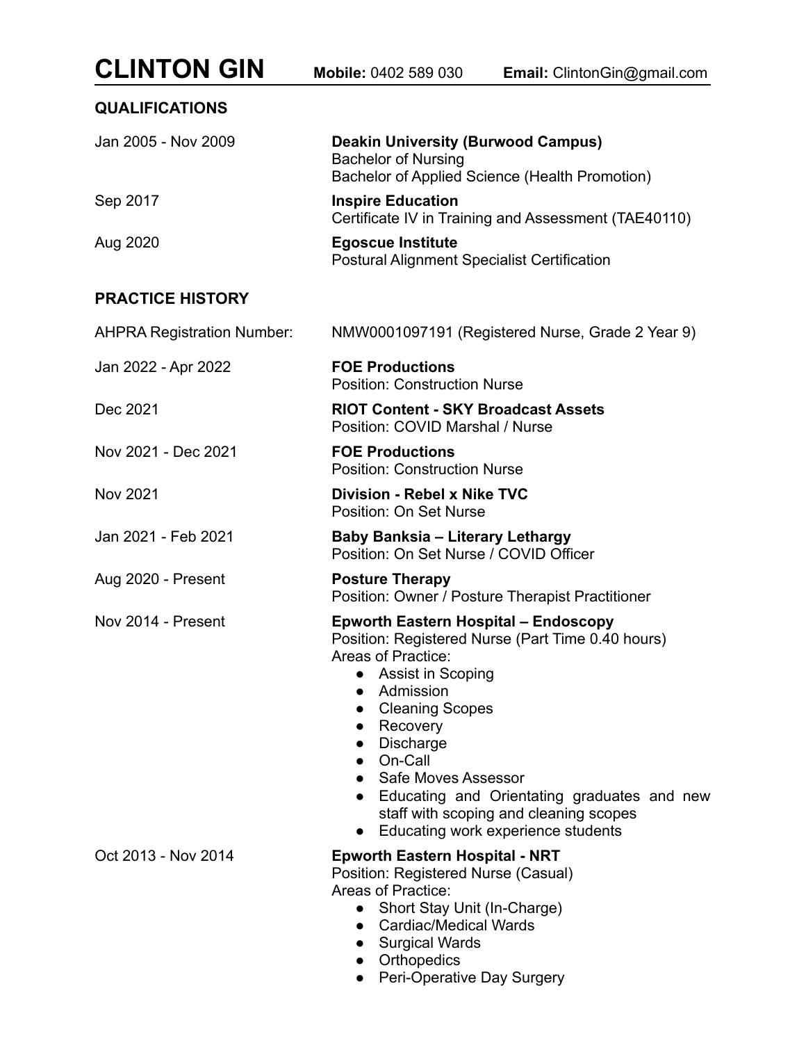# CLINTON GIN

**Mobile:** 0402 589 030 **Email:** ClintonGin@gmail.com

## QUALIFICATIONS

Jan 2005 - Nov 2009 — **Deakin University (Burwood Campus)**
Bachelor of Nursing
Bachelor of Applied Science (Health Promotion)

Sep 2017 — **Inspire Education**
Certificate IV in Training and Assessment (TAE40110)

Aug 2020 — **Egoscue Institute**
Postural Alignment Specialist Certification

## PRACTICE HISTORY

AHPRA Registration Number: NMW0001097191 (Registered Nurse, Grade 2 Year 9)

Jan 2022 - Apr 2022 — **FOE Productions**
Position: Construction Nurse

Dec 2021 — **RIOT Content - SKY Broadcast Assets**
Position: COVID Marshal / Nurse

Nov 2021 - Dec 2021 — **FOE Productions**
Position: Construction Nurse

Nov 2021 — **Division - Rebel x Nike TVC**
Position: On Set Nurse

Jan 2021 - Feb 2021 — **Baby Banksia – Literary Lethargy**
Position: On Set Nurse / COVID Officer

Aug 2020 - Present — **Posture Therapy**
Position: Owner / Posture Therapist Practitioner

Nov 2014 - Present — **Epworth Eastern Hospital – Endoscopy**
Position: Registered Nurse (Part Time 0.40 hours)
Areas of Practice:

- Assist in Scoping
- Admission
- Cleaning Scopes
- Recovery
- Discharge
- On-Call
- Safe Moves Assessor
- Educating and Orientating graduates and new staff with scoping and cleaning scopes
- Educating work experience students

Oct 2013 - Nov 2014 — **Epworth Eastern Hospital - NRT**
Position: Registered Nurse (Casual)
Areas of Practice:

- Short Stay Unit (In-Charge)
- Cardiac/Medical Wards
- Surgical Wards
- Orthopedics
- Peri-Operative Day Surgery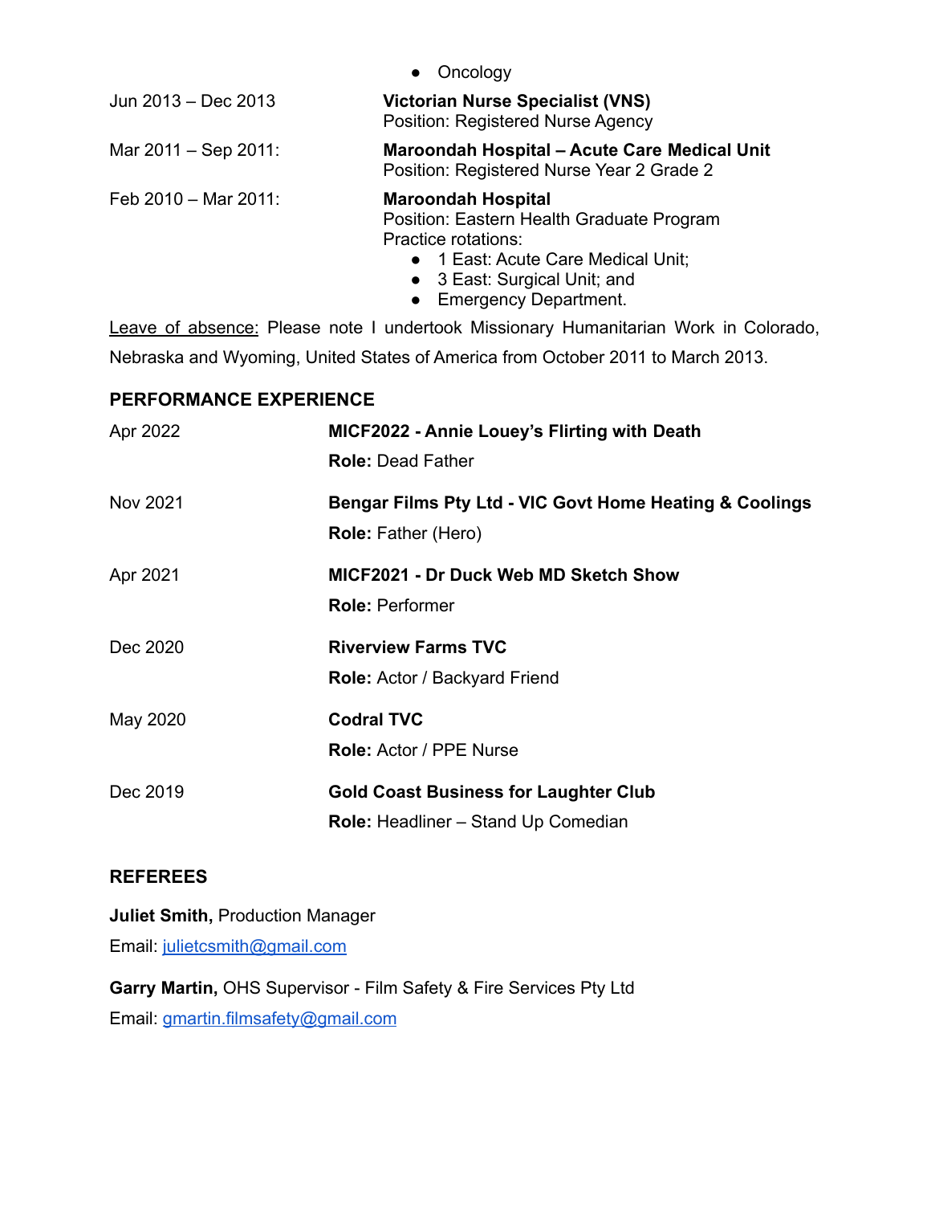- Oncology

| | |
|---|---|
| Jun 2013 – Dec 2013 | **Victorian Nurse Specialist (VNS)**<br>Position: Registered Nurse Agency |
| Mar 2011 – Sep 2011: | **Maroondah Hospital – Acute Care Medical Unit**<br>Position: Registered Nurse Year 2 Grade 2 |
| Feb 2010 – Mar 2011: | **Maroondah Hospital**<br>Position: Eastern Health Graduate Program<br>Practice rotations:<br>• 1 East: Acute Care Medical Unit;<br>• 3 East: Surgical Unit; and<br>• Emergency Department. |

Leave of absence: Please note I undertook Missionary Humanitarian Work in Colorado, Nebraska and Wyoming, United States of America from October 2011 to March 2013.

## PERFORMANCE EXPERIENCE

| | |
|---|---|
| Apr 2022 | **MICF2022 - Annie Louey's Flirting with Death**<br>**Role:** Dead Father |
| Nov 2021 | **Bengar Films Pty Ltd - VIC Govt Home Heating & Coolings**<br>**Role:** Father (Hero) |
| Apr 2021 | **MICF2021 - Dr Duck Web MD Sketch Show**<br>**Role:** Performer |
| Dec 2020 | **Riverview Farms TVC**<br>**Role:** Actor / Backyard Friend |
| May 2020 | **Codral TVC**<br>**Role:** Actor / PPE Nurse |
| Dec 2019 | **Gold Coast Business for Laughter Club**<br>**Role:** Headliner – Stand Up Comedian |

## REFEREES

**Juliet Smith,** Production Manager

Email: julietcsmith@gmail.com

**Garry Martin,** OHS Supervisor - Film Safety & Fire Services Pty Ltd

Email: gmartin.filmsafety@gmail.com